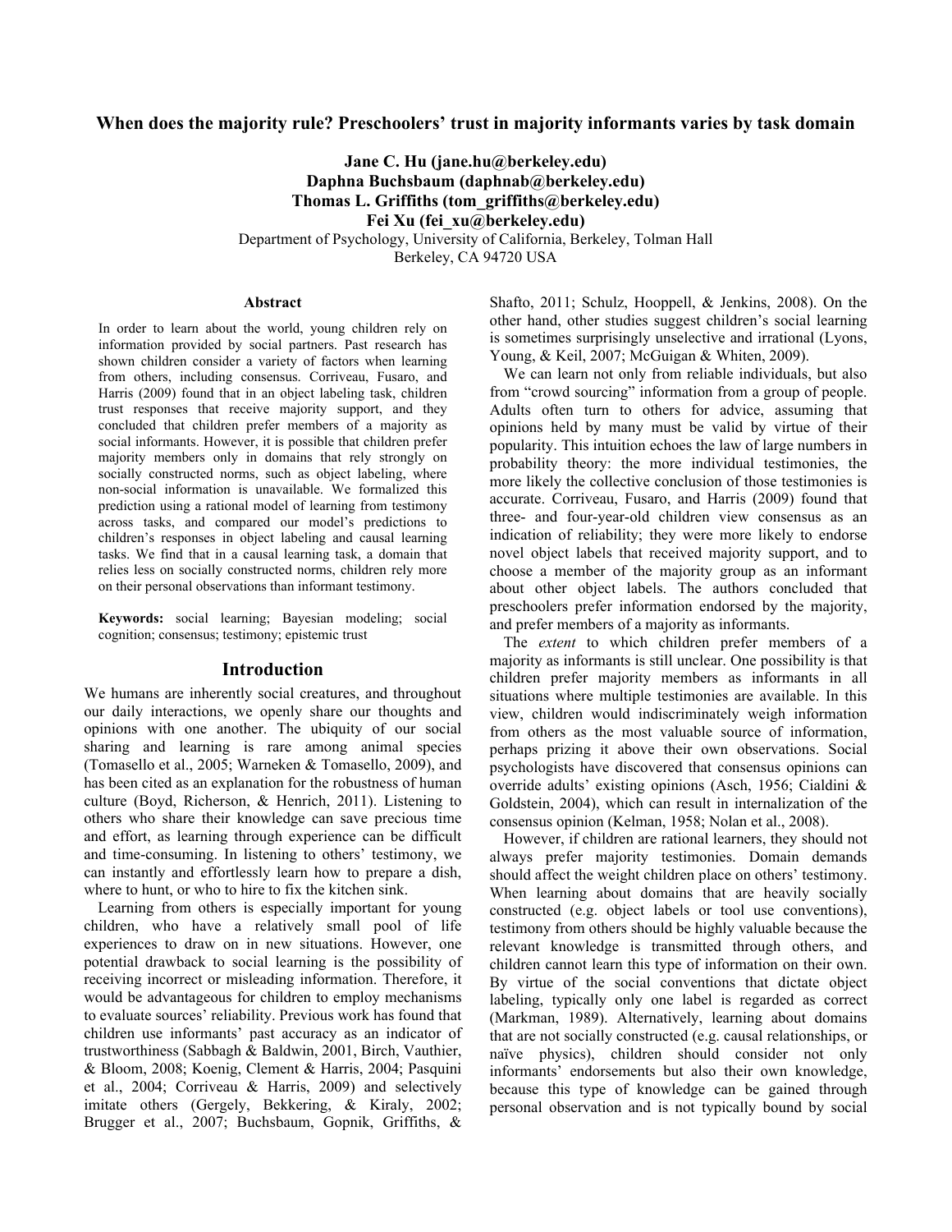# When does the majority rule? Preschoolers' trust in majority informants varies by task domain

**Jane C. Hu (jane.hu@berkeley.edu)**
**Daphna Buchsbaum (daphnab@berkeley.edu)**
**Thomas L. Griffiths (tom_griffiths@berkeley.edu)**
**Fei Xu (fei_xu@berkeley.edu)**
Department of Psychology, University of California, Berkeley, Tolman Hall
Berkeley, CA 94720 USA

## Abstract

In order to learn about the world, young children rely on information provided by social partners. Past research has shown children consider a variety of factors when learning from others, including consensus. Corriveau, Fusaro, and Harris (2009) found that in an object labeling task, children trust responses that receive majority support, and they concluded that children prefer members of a majority as social informants. However, it is possible that children prefer majority members only in domains that rely strongly on socially constructed norms, such as object labeling, where non-social information is unavailable. We formalized this prediction using a rational model of learning from testimony across tasks, and compared our model's predictions to children's responses in object labeling and causal learning tasks. We find that in a causal learning task, a domain that relies less on socially constructed norms, children rely more on their personal observations than informant testimony.

**Keywords:** social learning; Bayesian modeling; social cognition; consensus; testimony; epistemic trust

## Introduction

We humans are inherently social creatures, and throughout our daily interactions, we openly share our thoughts and opinions with one another. The ubiquity of our social sharing and learning is rare among animal species (Tomasello et al., 2005; Warneken & Tomasello, 2009), and has been cited as an explanation for the robustness of human culture (Boyd, Richerson, & Henrich, 2011). Listening to others who share their knowledge can save precious time and effort, as learning through experience can be difficult and time-consuming. In listening to others' testimony, we can instantly and effortlessly learn how to prepare a dish, where to hunt, or who to hire to fix the kitchen sink.

Learning from others is especially important for young children, who have a relatively small pool of life experiences to draw on in new situations. However, one potential drawback to social learning is the possibility of receiving incorrect or misleading information. Therefore, it would be advantageous for children to employ mechanisms to evaluate sources' reliability. Previous work has found that children use informants' past accuracy as an indicator of trustworthiness (Sabbagh & Baldwin, 2001, Birch, Vauthier, & Bloom, 2008; Koenig, Clement & Harris, 2004; Pasquini et al., 2004; Corriveau & Harris, 2009) and selectively imitate others (Gergely, Bekkering, & Kiraly, 2002; Brugger et al., 2007; Buchsbaum, Gopnik, Griffiths, & Shafto, 2011; Schulz, Hooppell, & Jenkins, 2008). On the other hand, other studies suggest children's social learning is sometimes surprisingly unselective and irrational (Lyons, Young, & Keil, 2007; McGuigan & Whiten, 2009).

We can learn not only from reliable individuals, but also from "crowd sourcing" information from a group of people. Adults often turn to others for advice, assuming that opinions held by many must be valid by virtue of their popularity. This intuition echoes the law of large numbers in probability theory: the more individual testimonies, the more likely the collective conclusion of those testimonies is accurate. Corriveau, Fusaro, and Harris (2009) found that three- and four-year-old children view consensus as an indication of reliability; they were more likely to endorse novel object labels that received majority support, and to choose a member of the majority group as an informant about other object labels. The authors concluded that preschoolers prefer information endorsed by the majority, and prefer members of a majority as informants.

The *extent* to which children prefer members of a majority as informants is still unclear. One possibility is that children prefer majority members as informants in all situations where multiple testimonies are available. In this view, children would indiscriminately weigh information from others as the most valuable source of information, perhaps prizing it above their own observations. Social psychologists have discovered that consensus opinions can override adults' existing opinions (Asch, 1956; Cialdini & Goldstein, 2004), which can result in internalization of the consensus opinion (Kelman, 1958; Nolan et al., 2008).

However, if children are rational learners, they should not always prefer majority testimonies. Domain demands should affect the weight children place on others' testimony. When learning about domains that are heavily socially constructed (e.g. object labels or tool use conventions), testimony from others should be highly valuable because the relevant knowledge is transmitted through others, and children cannot learn this type of information on their own. By virtue of the social conventions that dictate object labeling, typically only one label is regarded as correct (Markman, 1989). Alternatively, learning about domains that are not socially constructed (e.g. causal relationships, or naïve physics), children should consider not only informants' endorsements but also their own knowledge, because this type of knowledge can be gained through personal observation and is not typically bound by social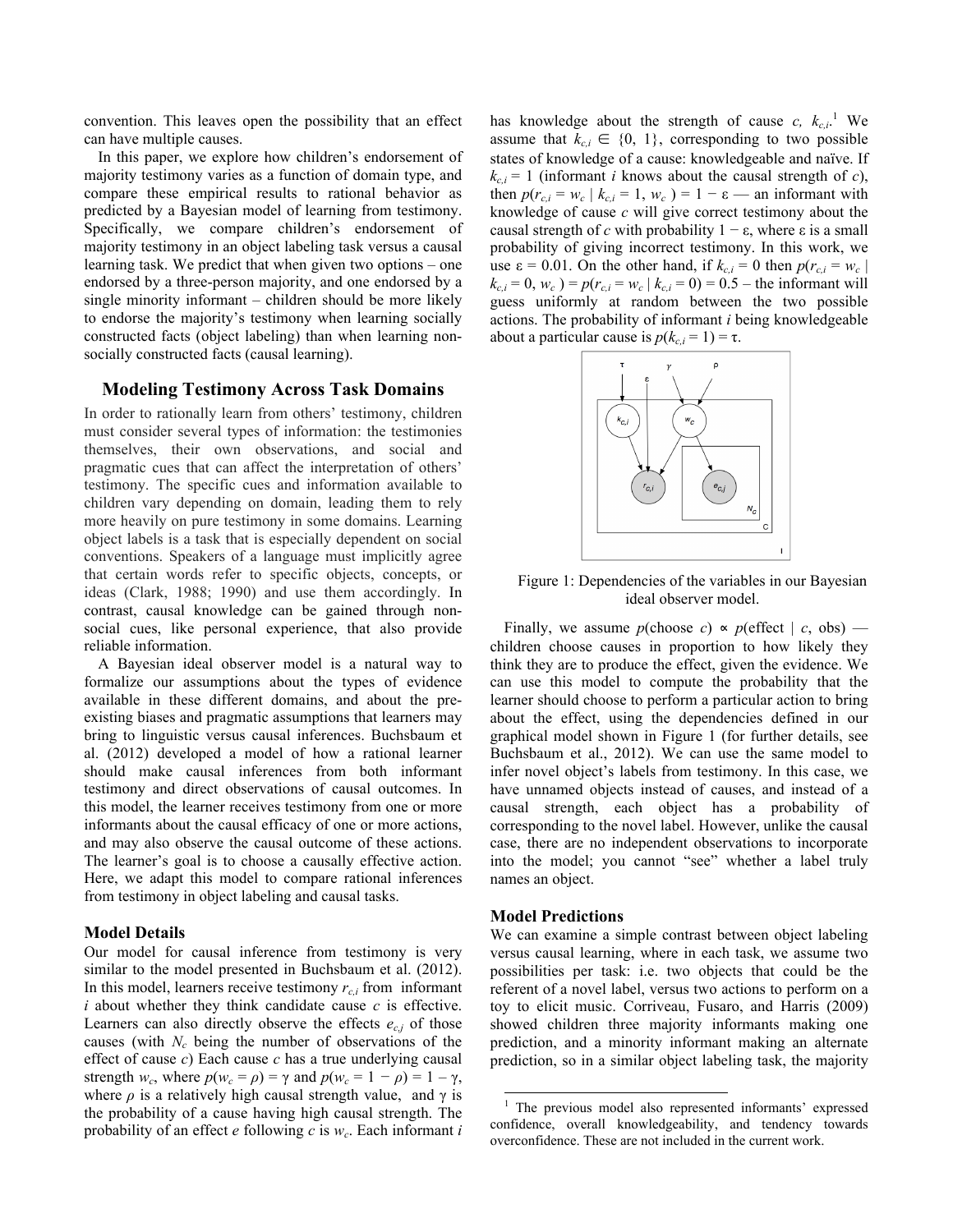convention. This leaves open the possibility that an effect can have multiple causes.

In this paper, we explore how children's endorsement of majority testimony varies as a function of domain type, and compare these empirical results to rational behavior as predicted by a Bayesian model of learning from testimony. Specifically, we compare children's endorsement of majority testimony in an object labeling task versus a causal learning task. We predict that when given two options – one endorsed by a three-person majority, and one endorsed by a single minority informant – children should be more likely to endorse the majority's testimony when learning socially constructed facts (object labeling) than when learning non-socially constructed facts (causal learning).

## Modeling Testimony Across Task Domains

In order to rationally learn from others' testimony, children must consider several types of information: the testimonies themselves, their own observations, and social and pragmatic cues that can affect the interpretation of others' testimony. The specific cues and information available to children vary depending on domain, leading them to rely more heavily on pure testimony in some domains. Learning object labels is a task that is especially dependent on social conventions. Speakers of a language must implicitly agree that certain words refer to specific objects, concepts, or ideas (Clark, 1988; 1990) and use them accordingly. In contrast, causal knowledge can be gained through non-social cues, like personal experience, that also provide reliable information.

A Bayesian ideal observer model is a natural way to formalize our assumptions about the types of evidence available in these different domains, and about the pre-existing biases and pragmatic assumptions that learners may bring to linguistic versus causal inferences. Buchsbaum et al. (2012) developed a model of how a rational learner should make causal inferences from both informant testimony and direct observations of causal outcomes. In this model, the learner receives testimony from one or more informants about the causal efficacy of one or more actions, and may also observe the causal outcome of these actions. The learner's goal is to choose a causally effective action. Here, we adapt this model to compare rational inferences from testimony in object labeling and causal tasks.

### Model Details

Our model for causal inference from testimony is very similar to the model presented in Buchsbaum et al. (2012). In this model, learners receive testimony $r_{c,i}$ from informant $i$ about whether they think candidate cause $c$ is effective. Learners can also directly observe the effects $e_{c,j}$ of those causes (with $N_c$ being the number of observations of the effect of cause $c$) Each cause $c$ has a true underlying causal strength $w_c$, where $p(w_c = \rho) = \gamma$ and $p(w_c = 1 - \rho) = 1 - \gamma$, where $\rho$ is a relatively high causal strength value, and $\gamma$ is the probability of a cause having high causal strength. The probability of an effect $e$ following $c$ is $w_c$. Each informant $i$ has knowledge about the strength of cause $c$, $k_{c,i}$.[1] We assume that $k_{c,i} \in \{0, 1\}$, corresponding to two possible states of knowledge of a cause: knowledgeable and naïve. If $k_{c,i} = 1$ (informant $i$ knows about the causal strength of $c$), then $p(r_{c,i} = w_c \mid k_{c,i} = 1, w_c) = 1 - \varepsilon$ — an informant with knowledge of cause $c$ will give correct testimony about the causal strength of $c$ with probability $1 - \varepsilon$, where $\varepsilon$ is a small probability of giving incorrect testimony. In this work, we use $\varepsilon = 0.01$. On the other hand, if $k_{c,i} = 0$ then $p(r_{c,i} = w_c \mid k_{c,i} = 0, w_c) = p(r_{c,i} = w_c \mid k_{c,i} = 0) = 0.5$ – the informant will guess uniformly at random between the two possible actions. The probability of informant $i$ being knowledgeable about a particular cause is $p(k_{c,i} = 1) = \tau$.

Figure 1: Dependencies of the variables in our Bayesian ideal observer model.

Finally, we assume $p(\text{choose } c) \propto p(\text{effect} \mid c, \text{obs})$ — children choose causes in proportion to how likely they think they are to produce the effect, given the evidence. We can use this model to compute the probability that the learner should choose to perform a particular action to bring about the effect, using the dependencies defined in our graphical model shown in Figure 1 (for further details, see Buchsbaum et al., 2012). We can use the same model to infer novel object's labels from testimony. In this case, we have unnamed objects instead of causes, and instead of a causal strength, each object has a probability of corresponding to the novel label. However, unlike the causal case, there are no independent observations to incorporate into the model; you cannot "see" whether a label truly names an object.

### Model Predictions

We can examine a simple contrast between object labeling versus causal learning, where in each task, we assume two possibilities per task: i.e. two objects that could be the referent of a novel label, versus two actions to perform on a toy to elicit music. Corriveau, Fusaro, and Harris (2009) showed children three majority informants making one prediction, and a minority informant making an alternate prediction, so in a similar object labeling task, the majority

[1] The previous model also represented informants' expressed confidence, overall knowledgeability, and tendency towards overconfidence. These are not included in the current work.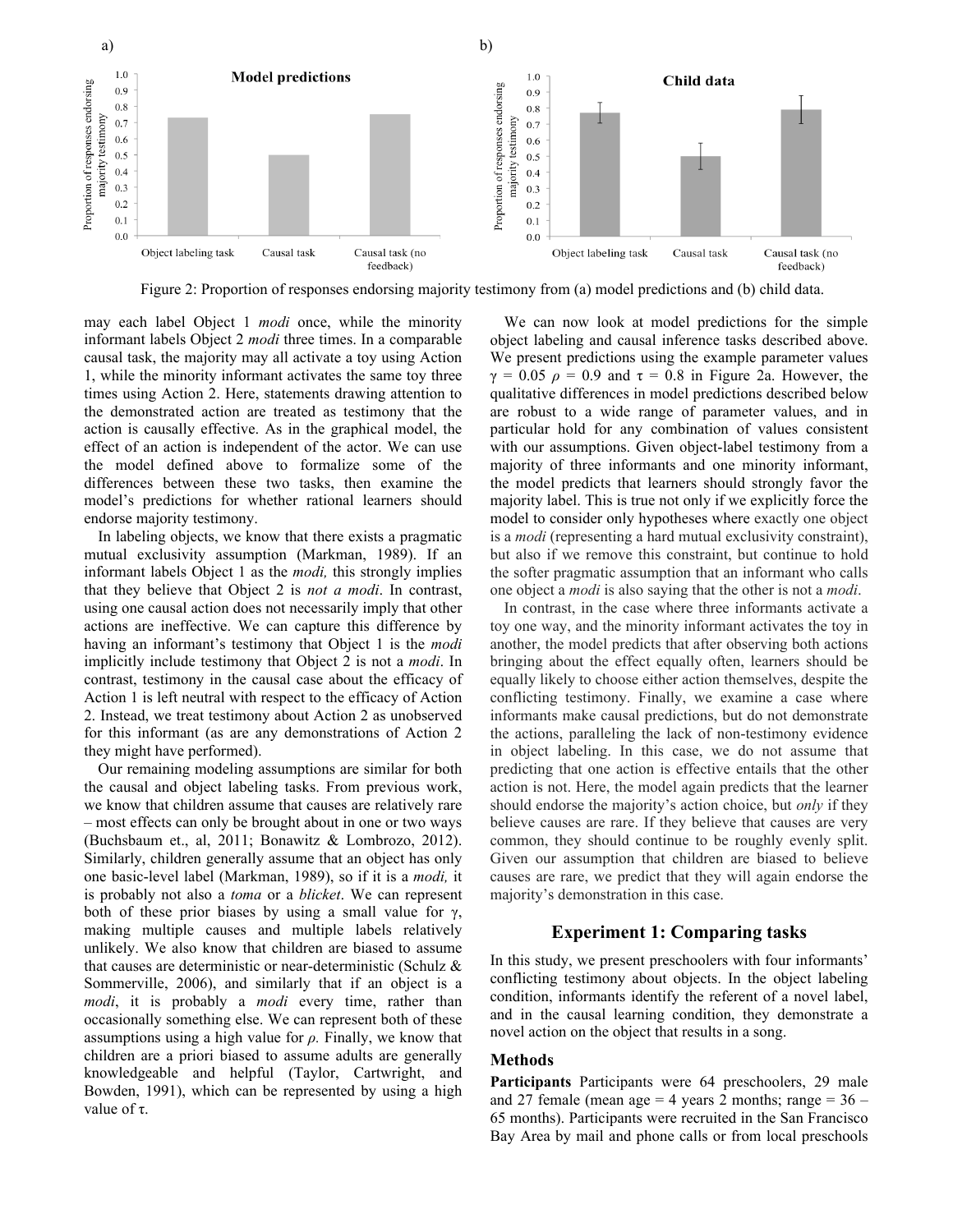Figure 2: Proportion of responses endorsing majority testimony from (a) model predictions and (b) child data.

may each label Object 1 *modi* once, while the minority informant labels Object 2 *modi* three times. In a comparable causal task, the majority may all activate a toy using Action 1, while the minority informant activates the same toy three times using Action 2. Here, statements drawing attention to the demonstrated action are treated as testimony that the action is causally effective. As in the graphical model, the effect of an action is independent of the actor. We can use the model defined above to formalize some of the differences between these two tasks, then examine the model's predictions for whether rational learners should endorse majority testimony.

In labeling objects, we know that there exists a pragmatic mutual exclusivity assumption (Markman, 1989). If an informant labels Object 1 as the *modi,* this strongly implies that they believe that Object 2 is *not a modi*. In contrast, using one causal action does not necessarily imply that other actions are ineffective. We can capture this difference by having an informant's testimony that Object 1 is the *modi* implicitly include testimony that Object 2 is not a *modi*. In contrast, testimony in the causal case about the efficacy of Action 1 is left neutral with respect to the efficacy of Action 2. Instead, we treat testimony about Action 2 as unobserved for this informant (as are any demonstrations of Action 2 they might have performed).

Our remaining modeling assumptions are similar for both the causal and object labeling tasks. From previous work, we know that children assume that causes are relatively rare – most effects can only be brought about in one or two ways (Buchsbaum et., al, 2011; Bonawitz & Lombrozo, 2012). Similarly, children generally assume that an object has only one basic-level label (Markman, 1989), so if it is a *modi,* it is probably not also a *toma* or a *blicket*. We can represent both of these prior biases by using a small value for $\gamma$, making multiple causes and multiple labels relatively unlikely. We also know that children are biased to assume that causes are deterministic or near-deterministic (Schulz & Sommerville, 2006), and similarly that if an object is a *modi*, it is probably a *modi* every time, rather than occasionally something else. We can represent both of these assumptions using a high value for $\rho$. Finally, we know that children are a priori biased to assume adults are generally knowledgeable and helpful (Taylor, Cartwright, and Bowden, 1991), which can be represented by using a high value of $\tau$.

We can now look at model predictions for the simple object labeling and causal inference tasks described above. We present predictions using the example parameter values $\gamma = 0.05$ $\rho = 0.9$ and $\tau = 0.8$ in Figure 2a. However, the qualitative differences in model predictions described below are robust to a wide range of parameter values, and in particular hold for any combination of values consistent with our assumptions. Given object-label testimony from a majority of three informants and one minority informant, the model predicts that learners should strongly favor the majority label. This is true not only if we explicitly force the model to consider only hypotheses where exactly one object is a *modi* (representing a hard mutual exclusivity constraint), but also if we remove this constraint, but continue to hold the softer pragmatic assumption that an informant who calls one object a *modi* is also saying that the other is not a *modi*.

In contrast, in the case where three informants activate a toy one way, and the minority informant activates the toy in another, the model predicts that after observing both actions bringing about the effect equally often, learners should be equally likely to choose either action themselves, despite the conflicting testimony. Finally, we examine a case where informants make causal predictions, but do not demonstrate the actions, paralleling the lack of non-testimony evidence in object labeling. In this case, we do not assume that predicting that one action is effective entails that the other action is not. Here, the model again predicts that the learner should endorse the majority's action choice, but *only* if they believe causes are rare. If they believe that causes are very common, they should continue to be roughly evenly split. Given our assumption that children are biased to believe causes are rare, we predict that they will again endorse the majority's demonstration in this case.

## Experiment 1: Comparing tasks

In this study, we present preschoolers with four informants' conflicting testimony about objects. In the object labeling condition, informants identify the referent of a novel label, and in the causal learning condition, they demonstrate a novel action on the object that results in a song.

### Methods

**Participants** Participants were 64 preschoolers, 29 male and 27 female (mean age = 4 years 2 months; range = 36 – 65 months). Participants were recruited in the San Francisco Bay Area by mail and phone calls or from local preschools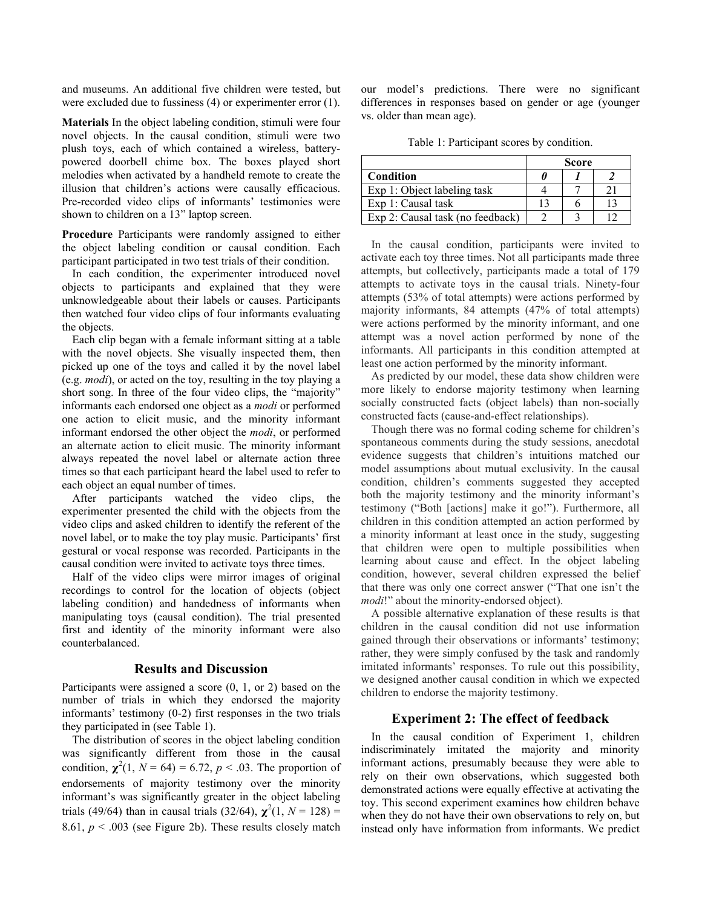and museums. An additional five children were tested, but were excluded due to fussiness (4) or experimenter error (1).

**Materials** In the object labeling condition, stimuli were four novel objects. In the causal condition, stimuli were two plush toys, each of which contained a wireless, battery-powered doorbell chime box. The boxes played short melodies when activated by a handheld remote to create the illusion that children's actions were causally efficacious. Pre-recorded video clips of informants' testimonies were shown to children on a 13" laptop screen.

**Procedure** Participants were randomly assigned to either the object labeling condition or causal condition. Each participant participated in two test trials of their condition.

In each condition, the experimenter introduced novel objects to participants and explained that they were unknowledgeable about their labels or causes. Participants then watched four video clips of four informants evaluating the objects.

Each clip began with a female informant sitting at a table with the novel objects. She visually inspected them, then picked up one of the toys and called it by the novel label (e.g. *modi*), or acted on the toy, resulting in the toy playing a short song. In three of the four video clips, the "majority" informants each endorsed one object as a *modi* or performed one action to elicit music, and the minority informant informant endorsed the other object the *modi*, or performed an alternate action to elicit music. The minority informant always repeated the novel label or alternate action three times so that each participant heard the label used to refer to each object an equal number of times.

After participants watched the video clips, the experimenter presented the child with the objects from the video clips and asked children to identify the referent of the novel label, or to make the toy play music. Participants' first gestural or vocal response was recorded. Participants in the causal condition were invited to activate toys three times.

Half of the video clips were mirror images of original recordings to control for the location of objects (object labeling condition) and handedness of informants when manipulating toys (causal condition). The trial presented first and identity of the minority informant were also counterbalanced.

## Results and Discussion

Participants were assigned a score (0, 1, or 2) based on the number of trials in which they endorsed the majority informants' testimony (0-2) first responses in the two trials they participated in (see Table 1).

The distribution of scores in the object labeling condition was significantly different from those in the causal condition, $\chi^2(1, N = 64) = 6.72$, $p < .03$. The proportion of endorsements of majority testimony over the minority informant's was significantly greater in the object labeling trials (49/64) than in causal trials (32/64), $\chi^2(1, N = 128) = 8.61$, $p < .003$ (see Figure 2b). These results closely match our model's predictions. There were no significant differences in responses based on gender or age (younger vs. older than mean age).

Table 1: Participant scores by condition.

| | Score | | |
|---|---|---|---|
| **Condition** | ***0*** | ***1*** | ***2*** |
| Exp 1: Object labeling task | 4 | 7 | 21 |
| Exp 1: Causal task | 13 | 6 | 13 |
| Exp 2: Causal task (no feedback) | 2 | 3 | 12 |

In the causal condition, participants were invited to activate each toy three times. Not all participants made three attempts, but collectively, participants made a total of 179 attempts to activate toys in the causal trials. Ninety-four attempts (53% of total attempts) were actions performed by majority informants, 84 attempts (47% of total attempts) were actions performed by the minority informant, and one attempt was a novel action performed by none of the informants. All participants in this condition attempted at least one action performed by the minority informant.

As predicted by our model, these data show children were more likely to endorse majority testimony when learning socially constructed facts (object labels) than non-socially constructed facts (cause-and-effect relationships).

Though there was no formal coding scheme for children's spontaneous comments during the study sessions, anecdotal evidence suggests that children's intuitions matched our model assumptions about mutual exclusivity. In the causal condition, children's comments suggested they accepted both the majority testimony and the minority informant's testimony ("Both [actions] make it go!"). Furthermore, all children in this condition attempted an action performed by a minority informant at least once in the study, suggesting that children were open to multiple possibilities when learning about cause and effect. In the object labeling condition, however, several children expressed the belief that there was only one correct answer ("That one isn't the *modi*!" about the minority-endorsed object).

A possible alternative explanation of these results is that children in the causal condition did not use information gained through their observations or informants' testimony; rather, they were simply confused by the task and randomly imitated informants' responses. To rule out this possibility, we designed another causal condition in which we expected children to endorse the majority testimony.

## Experiment 2: The effect of feedback

In the causal condition of Experiment 1, children indiscriminately imitated the majority and minority informant actions, presumably because they were able to rely on their own observations, which suggested both demonstrated actions were equally effective at activating the toy. This second experiment examines how children behave when they do not have their own observations to rely on, but instead only have information from informants. We predict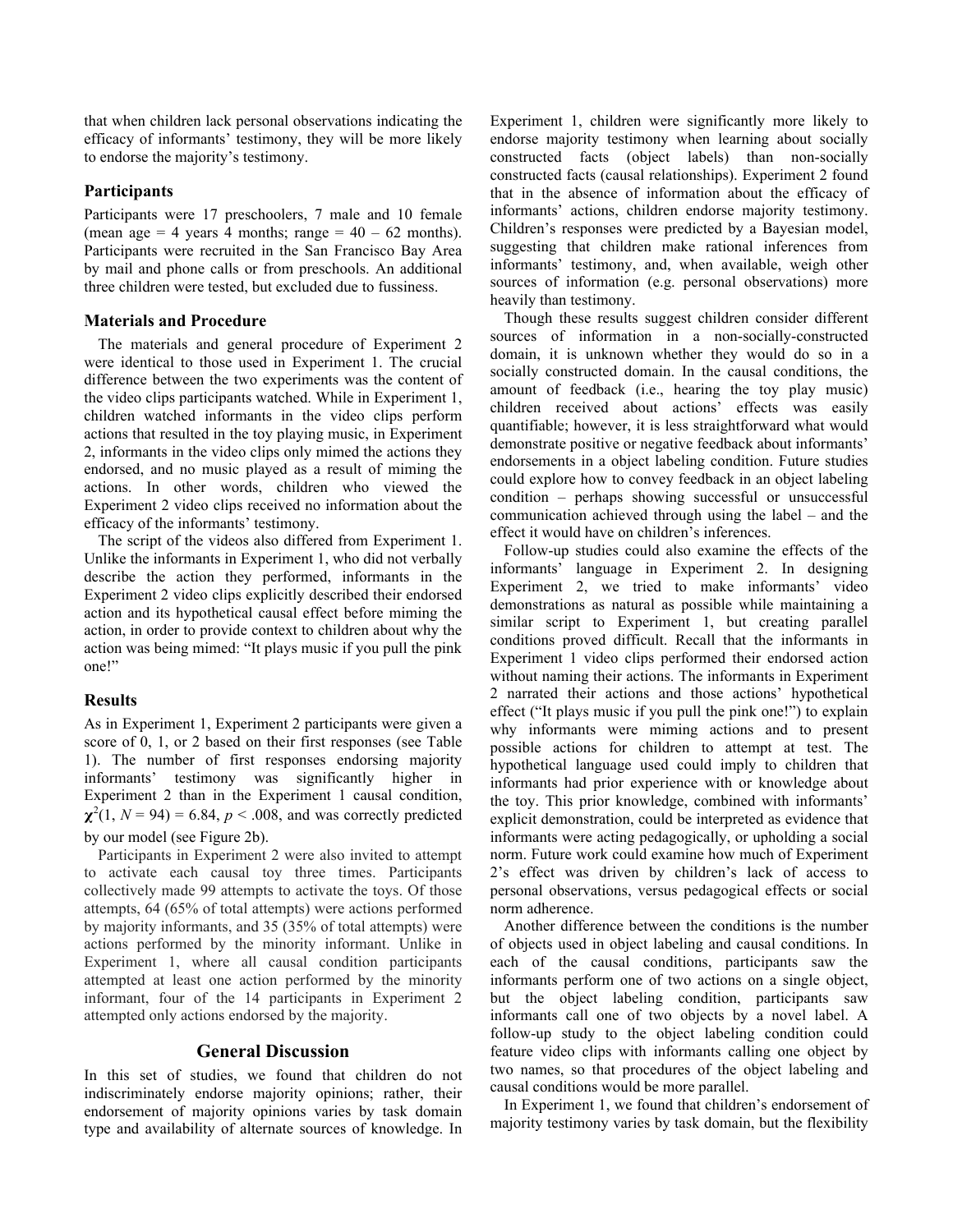that when children lack personal observations indicating the efficacy of informants' testimony, they will be more likely to endorse the majority's testimony.

### Participants

Participants were 17 preschoolers, 7 male and 10 female (mean age = 4 years 4 months; range = 40 – 62 months). Participants were recruited in the San Francisco Bay Area by mail and phone calls or from preschools. An additional three children were tested, but excluded due to fussiness.

### Materials and Procedure

The materials and general procedure of Experiment 2 were identical to those used in Experiment 1. The crucial difference between the two experiments was the content of the video clips participants watched. While in Experiment 1, children watched informants in the video clips perform actions that resulted in the toy playing music, in Experiment 2, informants in the video clips only mimed the actions they endorsed, and no music played as a result of miming the actions. In other words, children who viewed the Experiment 2 video clips received no information about the efficacy of the informants' testimony.

The script of the videos also differed from Experiment 1. Unlike the informants in Experiment 1, who did not verbally describe the action they performed, informants in the Experiment 2 video clips explicitly described their endorsed action and its hypothetical causal effect before miming the action, in order to provide context to children about why the action was being mimed: "It plays music if you pull the pink one!"

### Results

As in Experiment 1, Experiment 2 participants were given a score of 0, 1, or 2 based on their first responses (see Table 1). The number of first responses endorsing majority informants' testimony was significantly higher in Experiment 2 than in the Experiment 1 causal condition, $\chi^2(1, N = 94) = 6.84$, $p < .008$, and was correctly predicted by our model (see Figure 2b).

Participants in Experiment 2 were also invited to attempt to activate each causal toy three times. Participants collectively made 99 attempts to activate the toys. Of those attempts, 64 (65% of total attempts) were actions performed by majority informants, and 35 (35% of total attempts) were actions performed by the minority informant. Unlike in Experiment 1, where all causal condition participants attempted at least one action performed by the minority informant, four of the 14 participants in Experiment 2 attempted only actions endorsed by the majority.

## General Discussion

In this set of studies, we found that children do not indiscriminately endorse majority opinions; rather, their endorsement of majority opinions varies by task domain type and availability of alternate sources of knowledge. In Experiment 1, children were significantly more likely to endorse majority testimony when learning about socially constructed facts (object labels) than non-socially constructed facts (causal relationships). Experiment 2 found that in the absence of information about the efficacy of informants' actions, children endorse majority testimony. Children's responses were predicted by a Bayesian model, suggesting that children make rational inferences from informants' testimony, and, when available, weigh other sources of information (e.g. personal observations) more heavily than testimony.

Though these results suggest children consider different sources of information in a non-socially-constructed domain, it is unknown whether they would do so in a socially constructed domain. In the causal conditions, the amount of feedback (i.e., hearing the toy play music) children received about actions' effects was easily quantifiable; however, it is less straightforward what would demonstrate positive or negative feedback about informants' endorsements in a object labeling condition. Future studies could explore how to convey feedback in an object labeling condition – perhaps showing successful or unsuccessful communication achieved through using the label – and the effect it would have on children's inferences.

Follow-up studies could also examine the effects of the informants' language in Experiment 2. In designing Experiment 2, we tried to make informants' video demonstrations as natural as possible while maintaining a similar script to Experiment 1, but creating parallel conditions proved difficult. Recall that the informants in Experiment 1 video clips performed their endorsed action without naming their actions. The informants in Experiment 2 narrated their actions and those actions' hypothetical effect ("It plays music if you pull the pink one!") to explain why informants were miming actions and to present possible actions for children to attempt at test. The hypothetical language used could imply to children that informants had prior experience with or knowledge about the toy. This prior knowledge, combined with informants' explicit demonstration, could be interpreted as evidence that informants were acting pedagogically, or upholding a social norm. Future work could examine how much of Experiment 2's effect was driven by children's lack of access to personal observations, versus pedagogical effects or social norm adherence.

Another difference between the conditions is the number of objects used in object labeling and causal conditions. In each of the causal conditions, participants saw the informants perform one of two actions on a single object, but the object labeling condition, participants saw informants call one of two objects by a novel label. A follow-up study to the object labeling condition could feature video clips with informants calling one object by two names, so that procedures of the object labeling and causal conditions would be more parallel.

In Experiment 1, we found that children's endorsement of majority testimony varies by task domain, but the flexibility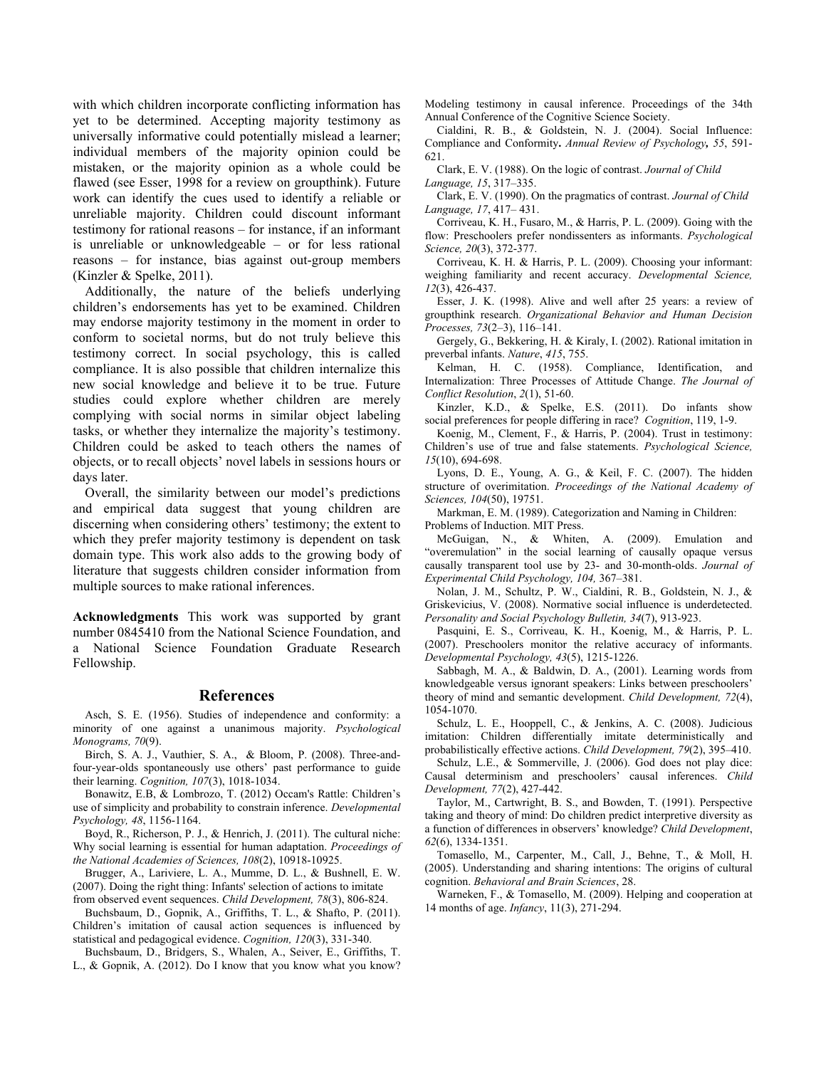with which children incorporate conflicting information has yet to be determined. Accepting majority testimony as universally informative could potentially mislead a learner; individual members of the majority opinion could be mistaken, or the majority opinion as a whole could be flawed (see Esser, 1998 for a review on groupthink). Future work can identify the cues used to identify a reliable or unreliable majority. Children could discount informant testimony for rational reasons – for instance, if an informant is unreliable or unknowledgeable – or for less rational reasons – for instance, bias against out-group members (Kinzler & Spelke, 2011).

Additionally, the nature of the beliefs underlying children's endorsements has yet to be examined. Children may endorse majority testimony in the moment in order to conform to societal norms, but do not truly believe this testimony correct. In social psychology, this is called compliance. It is also possible that children internalize this new social knowledge and believe it to be true. Future studies could explore whether children are merely complying with social norms in similar object labeling tasks, or whether they internalize the majority's testimony. Children could be asked to teach others the names of objects, or to recall objects' novel labels in sessions hours or days later.

Overall, the similarity between our model's predictions and empirical data suggest that young children are discerning when considering others' testimony; the extent to which they prefer majority testimony is dependent on task domain type. This work also adds to the growing body of literature that suggests children consider information from multiple sources to make rational inferences.

**Acknowledgments** This work was supported by grant number 0845410 from the National Science Foundation, and a National Science Foundation Graduate Research Fellowship.

## References

Asch, S. E. (1956). Studies of independence and conformity: a minority of one against a unanimous majority. *Psychological Monograms, 70*(9).

Birch, S. A. J., Vauthier, S. A., & Bloom, P. (2008). Three-and-four-year-olds spontaneously use others' past performance to guide their learning. *Cognition, 107*(3), 1018-1034.

Bonawitz, E.B, & Lombrozo, T. (2012) Occam's Rattle: Children's use of simplicity and probability to constrain inference. *Developmental Psychology, 48*, 1156-1164.

Boyd, R., Richerson, P. J., & Henrich, J. (2011). The cultural niche: Why social learning is essential for human adaptation. *Proceedings of the National Academies of Sciences, 108*(2), 10918-10925.

Brugger, A., Lariviere, L. A., Mumme, D. L., & Bushnell, E. W. (2007). Doing the right thing: Infants' selection of actions to imitate from observed event sequences. *Child Development, 78*(3), 806-824.

Buchsbaum, D., Gopnik, A., Griffiths, T. L., & Shafto, P. (2011). Children's imitation of causal action sequences is influenced by statistical and pedagogical evidence. *Cognition, 120*(3), 331-340.

Buchsbaum, D., Bridgers, S., Whalen, A., Seiver, E., Griffiths, T. L., & Gopnik, A. (2012). Do I know that you know what you know? Modeling testimony in causal inference. Proceedings of the 34th Annual Conference of the Cognitive Science Society.

Cialdini, R. B., & Goldstein, N. J. (2004). Social Influence: Compliance and Conformity**.** *Annual Review of Psychology**,** 55*, 591-621.

Clark, E. V. (1988). On the logic of contrast. *Journal of Child Language, 15*, 317–335.

Clark, E. V. (1990). On the pragmatics of contrast. *Journal of Child Language, 17*, 417– 431.

Corriveau, K. H., Fusaro, M., & Harris, P. L. (2009). Going with the flow: Preschoolers prefer nondissenters as informants. *Psychological Science, 20*(3), 372-377.

Corriveau, K. H. & Harris, P. L. (2009). Choosing your informant: weighing familiarity and recent accuracy. *Developmental Science, 12*(3), 426-437.

Esser, J. K. (1998). Alive and well after 25 years: a review of groupthink research. *Organizational Behavior and Human Decision Processes, 73*(2–3), 116–141.

Gergely, G., Bekkering, H. & Kiraly, I. (2002). Rational imitation in preverbal infants. *Nature*, *415*, 755.

Kelman, H. C. (1958). Compliance, Identification, and Internalization: Three Processes of Attitude Change. *The Journal of Conflict Resolution*, *2*(1), 51-60.

Kinzler, K.D., & Spelke, E.S. (2011). Do infants show social preferences for people differing in race? *Cognition*, 119, 1-9.

Koenig, M., Clement, F., & Harris, P. (2004). Trust in testimony: Children's use of true and false statements. *Psychological Science, 15*(10), 694-698.

Lyons, D. E., Young, A. G., & Keil, F. C. (2007). The hidden structure of overimitation. *Proceedings of the National Academy of Sciences, 104*(50), 19751.

Markman, E. M. (1989). Categorization and Naming in Children: Problems of Induction. MIT Press.

McGuigan, N., & Whiten, A. (2009). Emulation and "overemulation" in the social learning of causally opaque versus causally transparent tool use by 23- and 30-month-olds. *Journal of Experimental Child Psychology, 104,* 367–381.

Nolan, J. M., Schultz, P. W., Cialdini, R. B., Goldstein, N. J., & Griskevicius, V. (2008). Normative social influence is underdetected. *Personality and Social Psychology Bulletin, 34*(7), 913-923.

Pasquini, E. S., Corriveau, K. H., Koenig, M., & Harris, P. L. (2007). Preschoolers monitor the relative accuracy of informants. *Developmental Psychology, 43*(5), 1215-1226.

Sabbagh, M. A., & Baldwin, D. A., (2001). Learning words from knowledgeable versus ignorant speakers: Links between preschoolers' theory of mind and semantic development. *Child Development, 72*(4), 1054-1070.

Schulz, L. E., Hooppell, C., & Jenkins, A. C. (2008). Judicious imitation: Children differentially imitate deterministically and probabilistically effective actions. *Child Development, 79*(2), 395–410.

Schulz, L.E., & Sommerville, J. (2006). God does not play dice: Causal determinism and preschoolers' causal inferences. *Child Development, 77*(2), 427-442.

Taylor, M., Cartwright, B. S., and Bowden, T. (1991). Perspective taking and theory of mind: Do children predict interpretive diversity as a function of differences in observers' knowledge? *Child Development*, *62*(6), 1334-1351.

Tomasello, M., Carpenter, M., Call, J., Behne, T., & Moll, H. (2005). Understanding and sharing intentions: The origins of cultural cognition. *Behavioral and Brain Sciences*, 28.

Warneken, F., & Tomasello, M. (2009). Helping and cooperation at 14 months of age. *Infancy*, 11(3), 271-294.